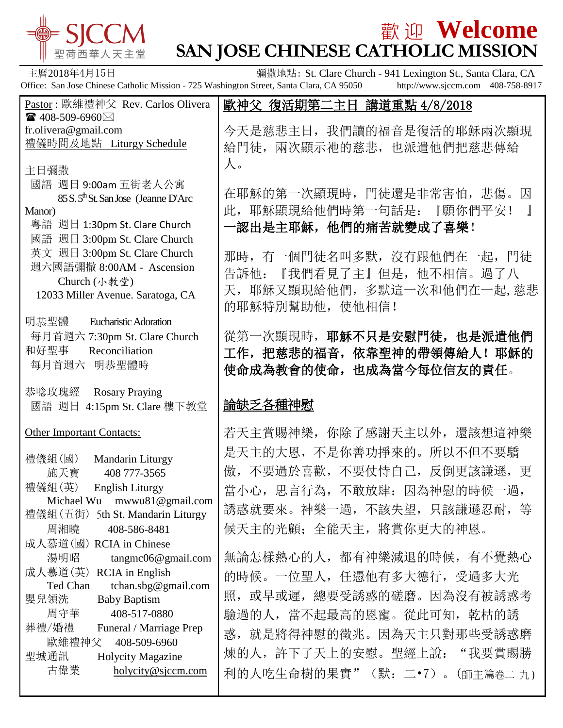# SJCCM 聖荷西華人天主堂

# 歡迎 Welcome
# SAN JOSE CHINESE CATHOLIC MISSION

主曆2018年4月15日　　彌撒地點: St. Clare Church - 941 Lexington St., Santa Clara, CA

Office: San Jose Chinese Catholic Mission - 725 Washington Street, Santa Clara, CA 95050　　http://www.sjccm.com　408-758-8917

Pastor : 歐維禮神父 Rev. Carlos Olivera
☎ 408-509-6960 ✉ fr.olivera@gmail.com

禮儀時間及地點 Liturgy Schedule

主日彌撒
- 國語 週日 9:00am 五街老人公寓 85 S. 5th St. San Jose (Jeanne D'Arc Manor)
- 粵語 週日 1:30pm St. Clare Church
- 國語 週日 3:00pm St. Clare Church
- 英文 週日 3:00pm St. Clare Church
- 週六國語彌撒 8:00AM - Ascension Church (小教堂) 12033 Miller Avenue. Saratoga, CA

明恭聖體 Eucharistic Adoration
每月首週六 7:30pm St. Clare Church

和好聖事 Reconciliation
每月首週六 明恭聖體時

恭唸玫瑰經 Rosary Praying
國語 週日 4:15pm St. Clare 樓下教室

Other Important Contacts:

- 禮儀組(國) Mandarin Liturgy　施天寶 408 777-3565
- 禮儀組(英) English Liturgy　Michael Wu mwwu81@gmail.com
- 禮儀組(五街) 5th St. Mandarin Liturgy　周湘曉 408-586-8481
- 成人慕道(國) RCIA in Chinese　湯明昭 tangmc06@gmail.com
- 成人慕道(英) RCIA in English　Ted Chan tchan.sbg@gmail.com
- 嬰兒領洗 Baby Baptism　周守華 408-517-0880
- 葬禮/婚禮 Funeral / Marriage Prep　歐維禮神父 408-509-6960
- 聖城通訊 Holycity Magazine　古偉業 holycity@sjccm.com

## 歐神父 復活期第二主日 講道重點 4/8/2018

今天是慈悲主日，我們讀的福音是復活的耶穌兩次顯現給門徒，兩次顯示祂的慈悲，也派遣他們把慈悲傳給人。

在耶穌的第一次顯現時，門徒還是非常害怕，悲傷。因此，耶穌顯現給他們時第一句話是：『願你們平安！』**一認出是主耶穌，他們的痛苦就變成了喜樂！**

那時，有一個門徒名叫多默，沒有跟他們在一起，門徒告訴他：『我們看見了主』但是，他不相信。過了八天，耶穌又顯現給他們，多默這一次和他們在一起, 慈悲的耶穌特別幫助他，使他相信！

從第一次顯現時，**耶穌不只是安慰門徒，也是派遣他們工作，把慈悲的福音，依靠聖神的帶領傳給人！耶穌的使命成為教會的使命，也成為當今每位信友的責任。**

## 論缺乏各種神慰

若天主賞賜神樂，你除了感謝天主以外，還該想這神樂是天主的大恩，不是你善功掙來的。所以不但不要驕傲，不要過於喜歡，不要仗恃自己，反倒更該謙遜，更當小心，思言行為，不敢放肆：因為神慰的時候一過，誘惑就要來。神樂一過，不該失望，只該謙遜忍耐，等候天主的光顧；全能天主，將賞你更大的神恩。

無論怎樣熱心的人，都有神樂減退的時候，有不覺熱心的時候。一位聖人，任憑他有多大德行，受過多大光照，或早或遲，總要受誘惑的磋磨。因為沒有被誘惑考驗過的人，當不起最高的恩寵。從此可知，乾枯的誘惑，就是將得神慰的徵兆。因為天主只對那些受誘惑磨煉的人，許下了天上的安慰。聖經上說："我要賞賜勝利的人吃生命樹的果實"（默：二•7）。(師主篇卷二 九)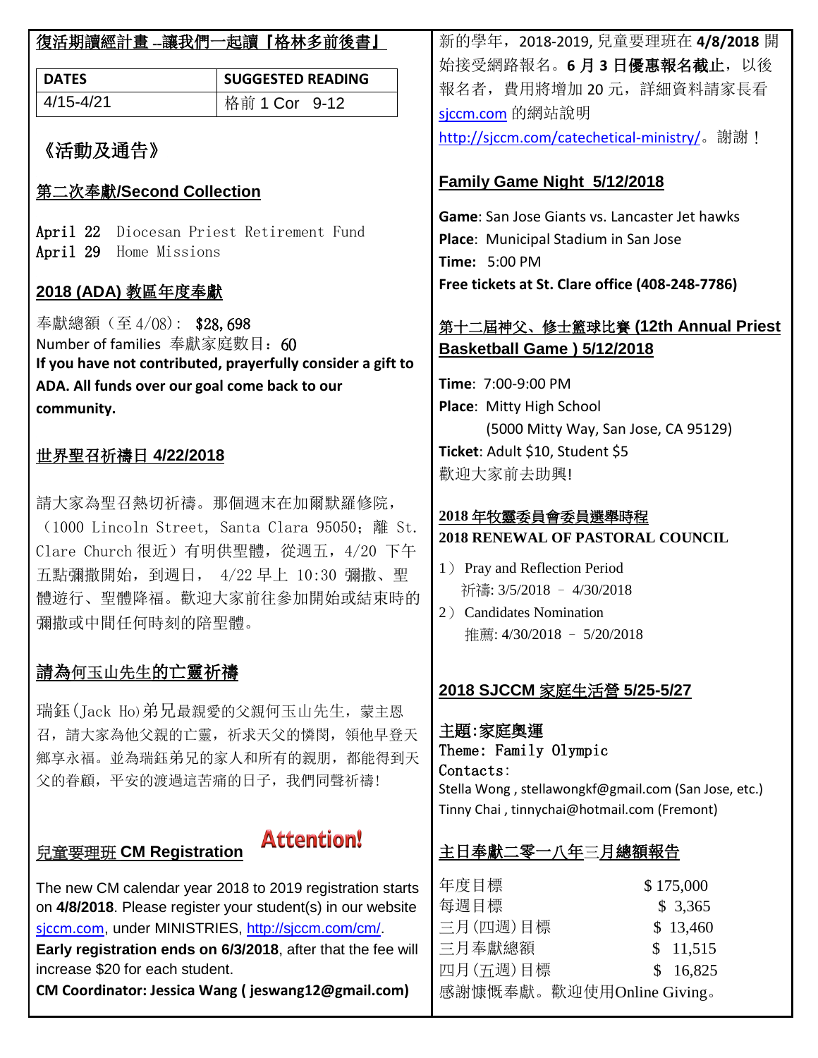## 復活期讀經計畫 --讓我們一起讀『格林多前後書』

| DATES | SUGGESTED READING |
|---|---|
| 4/15-4/21 | 格前 1 Cor 9-12 |

# 《活動及通告》

## 第二次奉獻/Second Collection

April 22 Diocesan Priest Retirement Fund
April 29 Home Missions

## 2018 (ADA) 教區年度奉獻

奉獻總額（至 4/08）: **$28,698**
Number of families 奉獻家庭數目：60
**If you have not contributed, prayerfully consider a gift to ADA. All funds over our goal come back to our community.**

## 世界聖召祈禱日 4/22/2018

請大家為聖召熱切祈禱。那個週末在加爾默羅修院，（1000 Lincoln Street, Santa Clara 95050；離 St. Clare Church 很近）有明供聖體，從週五，4/20 下午五點彌撒開始，到週日， 4/22 早上 10:30 彌撒、聖體遊行、聖體降福。歡迎大家前往參加開始或結束時的彌撒或中間任何時刻的陪聖體。

## 請為何玉山先生的亡靈祈禱

瑞鈺(Jack Ho)弟兄最親愛的父親何玉山先生，蒙主恩召，請大家為他父親的亡靈，祈求天父的憐閔，領他早登天鄉享永福。並為瑞鈺弟兄的家人和所有的親朋，都能得到天父的眷顧，平安的渡過這苦痛的日子，我們同聲祈禱!

## 兒童要理班 CM Registration **Attention!**

The new CM calendar year 2018 to 2019 registration starts on **4/8/2018**. Please register your student(s) in our website sjccm.com, under MINISTRIES, http://sjccm.com/cm/.
**Early registration ends on 6/3/2018**, after that the fee will increase $20 for each student.
**CM Coordinator: Jessica Wang ( jeswang12@gmail.com)**

新的學年，2018-2019, 兒童要理班在 **4/8/2018** 開始接受網路報名。**6 月 3 日優惠報名截止**，以後報名者，費用將增加 20 元，詳細資料請家長看 sjccm.com 的網站說明 http://sjccm.com/catechetical-ministry/。謝謝！

## Family Game Night 5/12/2018

**Game**: San Jose Giants vs. Lancaster Jet hawks
**Place**: Municipal Stadium in San Jose
**Time**: 5:00 PM
**Free tickets at St. Clare office (408-248-7786)**

## 第十二屆神父、修士籃球比賽 (12th Annual Priest Basketball Game ) 5/12/2018

**Time**: 7:00-9:00 PM
**Place**: Mitty High School
(5000 Mitty Way, San Jose, CA 95129)
**Ticket**: Adult $10, Student $5
歡迎大家前去助興!

## 2018 年牧靈委員會委員選舉時程
**2018 RENEWAL OF PASTORAL COUNCIL**

1） Pray and Reflection Period
祈禱: 3/5/2018 – 4/30/2018
2） Candidates Nomination
推薦: 4/30/2018 – 5/20/2018

## 2018 SJCCM 家庭生活營 5/25-5/27

**主題:家庭奧運**
Theme: Family Olympic
Contacts:
Stella Wong , stellawongkf@gmail.com (San Jose, etc.)
Tinny Chai , tinnychai@hotmail.com (Fremont)

## 主日奉獻二零一八年三月總額報告

| | |
|---|---|
| 年度目標 | $ 175,000 |
| 每週目標 | $ 3,365 |
| 三月(四週)目標 | $ 13,460 |
| 三月奉獻總額 | $ 11,515 |
| 四月(五週)目標 | $ 16,825 |

感謝慷慨奉獻。歡迎使用Online Giving。